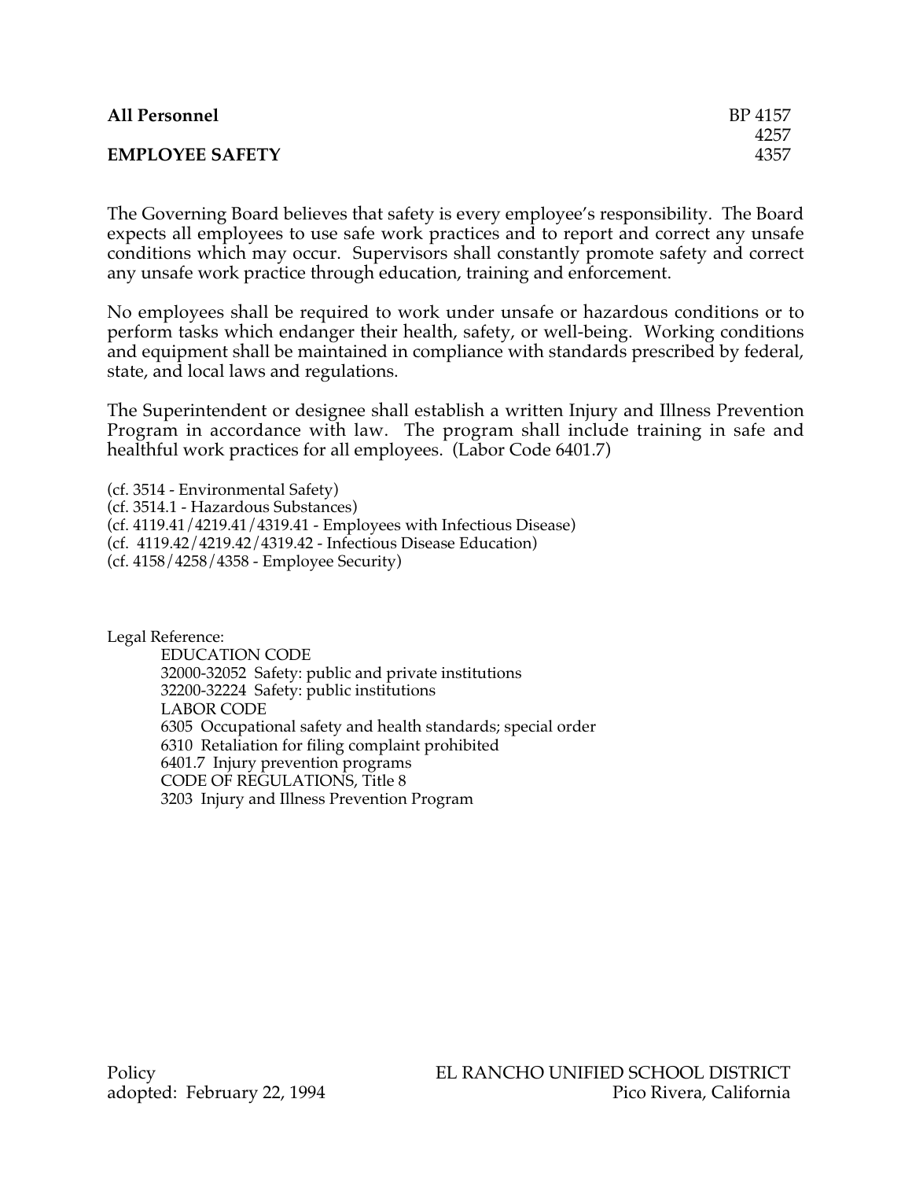**All Personnel** BP 4157
4257
**EMPLOYEE SAFETY** 4357

The Governing Board believes that safety is every employee's responsibility. The Board expects all employees to use safe work practices and to report and correct any unsafe conditions which may occur. Supervisors shall constantly promote safety and correct any unsafe work practice through education, training and enforcement.

No employees shall be required to work under unsafe or hazardous conditions or to perform tasks which endanger their health, safety, or well-being. Working conditions and equipment shall be maintained in compliance with standards prescribed by federal, state, and local laws and regulations.

The Superintendent or designee shall establish a written Injury and Illness Prevention Program in accordance with law. The program shall include training in safe and healthful work practices for all employees. (Labor Code 6401.7)

(cf. 3514 - Environmental Safety)
(cf. 3514.1 - Hazardous Substances)
(cf. 4119.41/4219.41/4319.41 - Employees with Infectious Disease)
(cf. 4119.42/4219.42/4319.42 - Infectious Disease Education)
(cf. 4158/4258/4358 - Employee Security)

Legal Reference:

EDUCATION CODE
32000-32052 Safety: public and private institutions
32200-32224 Safety: public institutions
LABOR CODE
6305 Occupational safety and health standards; special order
6310 Retaliation for filing complaint prohibited
6401.7 Injury prevention programs
CODE OF REGULATIONS, Title 8
3203 Injury and Illness Prevention Program

Policy
adopted: February 22, 1994

EL RANCHO UNIFIED SCHOOL DISTRICT
Pico Rivera, California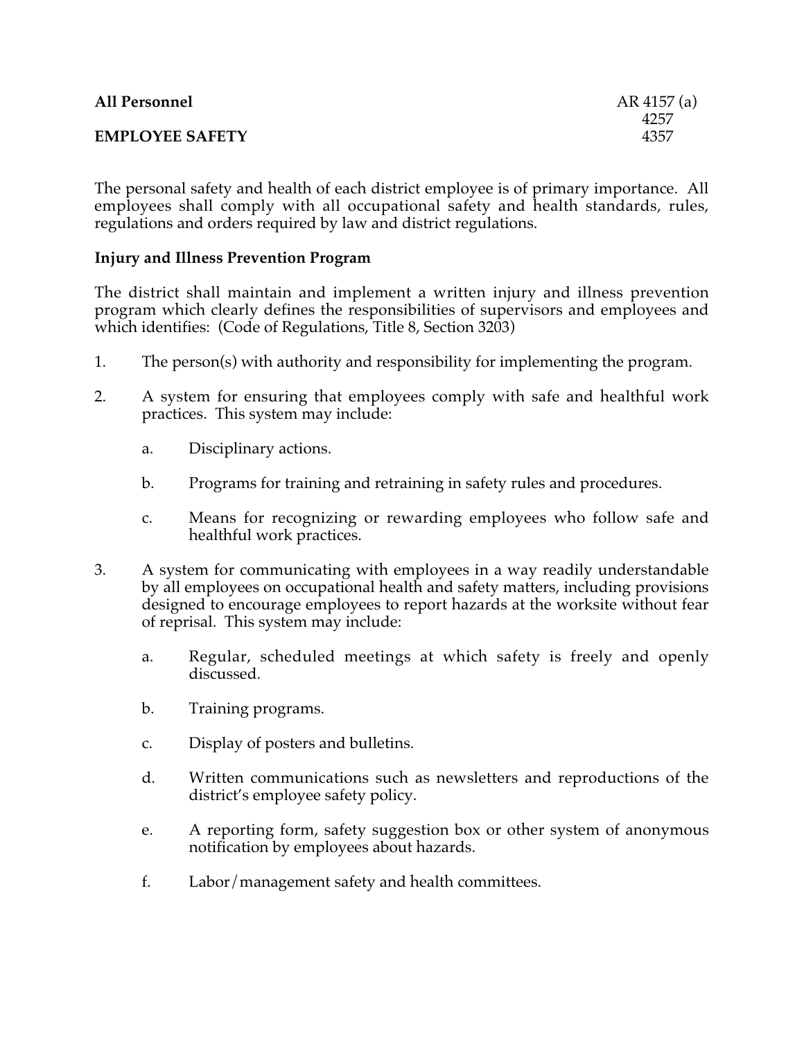**All Personnel** AR 4157 (a)
4257
**EMPLOYEE SAFETY** 4357

The personal safety and health of each district employee is of primary importance. All employees shall comply with all occupational safety and health standards, rules, regulations and orders required by law and district regulations.

**Injury and Illness Prevention Program**

The district shall maintain and implement a written injury and illness prevention program which clearly defines the responsibilities of supervisors and employees and which identifies: (Code of Regulations, Title 8, Section 3203)

1. The person(s) with authority and responsibility for implementing the program.

2. A system for ensuring that employees comply with safe and healthful work practices. This system may include:

    a. Disciplinary actions.

    b. Programs for training and retraining in safety rules and procedures.

    c. Means for recognizing or rewarding employees who follow safe and healthful work practices.

3. A system for communicating with employees in a way readily understandable by all employees on occupational health and safety matters, including provisions designed to encourage employees to report hazards at the worksite without fear of reprisal. This system may include:

    a. Regular, scheduled meetings at which safety is freely and openly discussed.

    b. Training programs.

    c. Display of posters and bulletins.

    d. Written communications such as newsletters and reproductions of the district's employee safety policy.

    e. A reporting form, safety suggestion box or other system of anonymous notification by employees about hazards.

    f. Labor/management safety and health committees.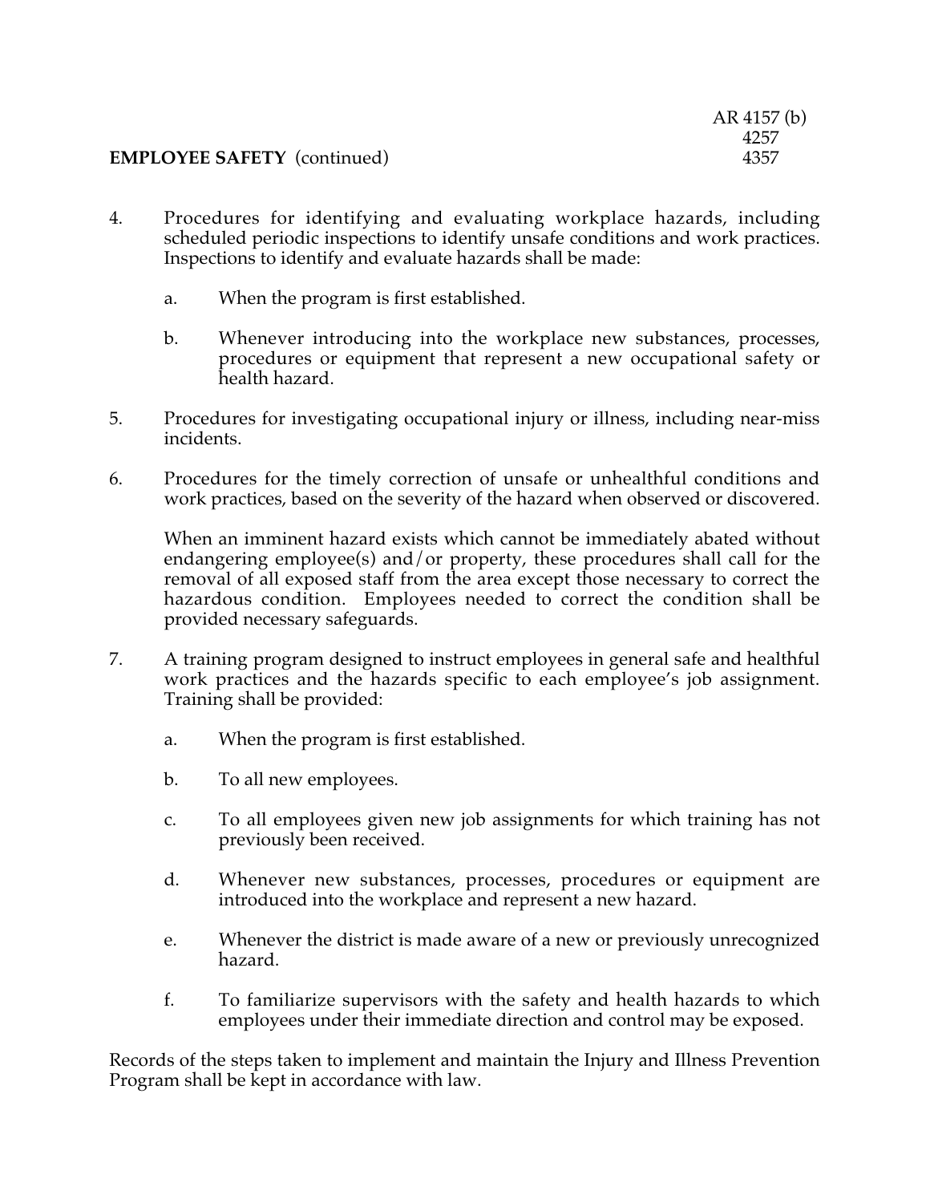4. Procedures for identifying and evaluating workplace hazards, including scheduled periodic inspections to identify unsafe conditions and work practices. Inspections to identify and evaluate hazards shall be made:

   a. When the program is first established.

   b. Whenever introducing into the workplace new substances, processes, procedures or equipment that represent a new occupational safety or health hazard.

5. Procedures for investigating occupational injury or illness, including near-miss incidents.

6. Procedures for the timely correction of unsafe or unhealthful conditions and work practices, based on the severity of the hazard when observed or discovered.

   When an imminent hazard exists which cannot be immediately abated without endangering employee(s) and/or property, these procedures shall call for the removal of all exposed staff from the area except those necessary to correct the hazardous condition. Employees needed to correct the condition shall be provided necessary safeguards.

7. A training program designed to instruct employees in general safe and healthful work practices and the hazards specific to each employee's job assignment. Training shall be provided:

   a. When the program is first established.

   b. To all new employees.

   c. To all employees given new job assignments for which training has not previously been received.

   d. Whenever new substances, processes, procedures or equipment are introduced into the workplace and represent a new hazard.

   e. Whenever the district is made aware of a new or previously unrecognized hazard.

   f. To familiarize supervisors with the safety and health hazards to which employees under their immediate direction and control may be exposed.

Records of the steps taken to implement and maintain the Injury and Illness Prevention Program shall be kept in accordance with law.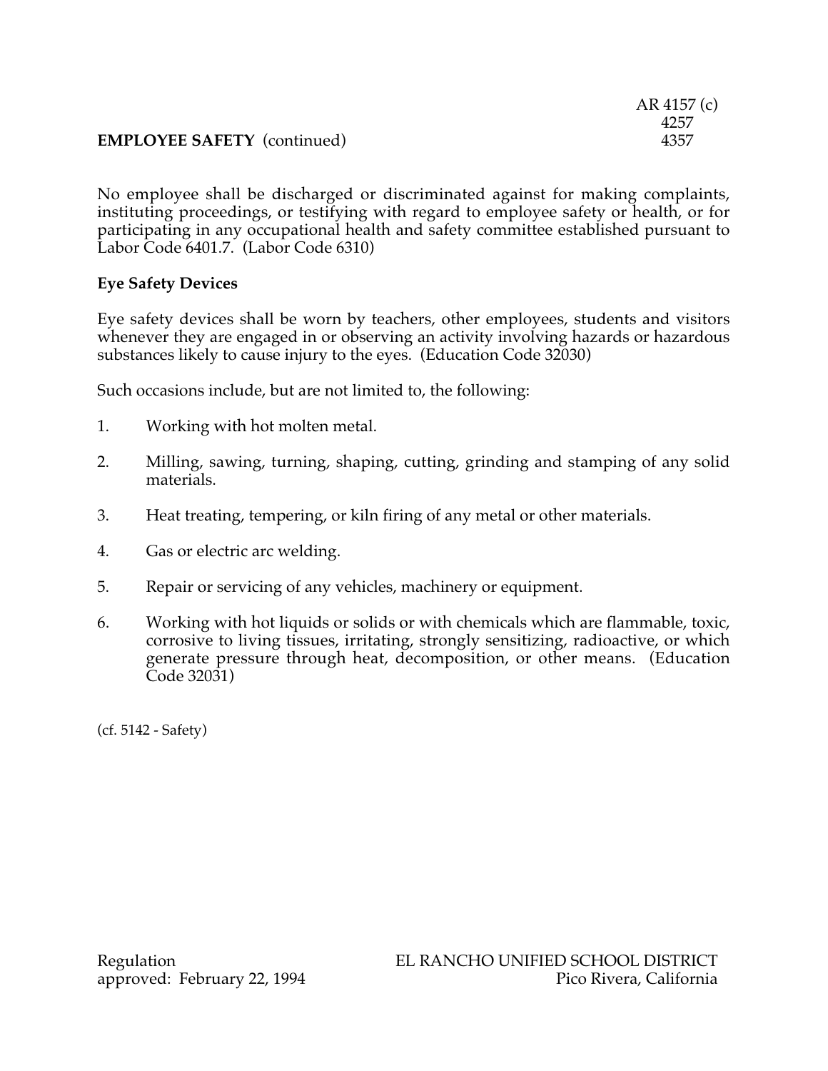No employee shall be discharged or discriminated against for making complaints, instituting proceedings, or testifying with regard to employee safety or health, or for participating in any occupational health and safety committee established pursuant to Labor Code 6401.7. (Labor Code 6310)

**Eye Safety Devices**

Eye safety devices shall be worn by teachers, other employees, students and visitors whenever they are engaged in or observing an activity involving hazards or hazardous substances likely to cause injury to the eyes. (Education Code 32030)

Such occasions include, but are not limited to, the following:

1. Working with hot molten metal.
2. Milling, sawing, turning, shaping, cutting, grinding and stamping of any solid materials.
3. Heat treating, tempering, or kiln firing of any metal or other materials.
4. Gas or electric arc welding.
5. Repair or servicing of any vehicles, machinery or equipment.
6. Working with hot liquids or solids or with chemicals which are flammable, toxic, corrosive to living tissues, irritating, strongly sensitizing, radioactive, or which generate pressure through heat, decomposition, or other means. (Education Code 32031)

(cf. 5142 - Safety)

Regulation
approved: February 22, 1994

EL RANCHO UNIFIED SCHOOL DISTRICT
Pico Rivera, California